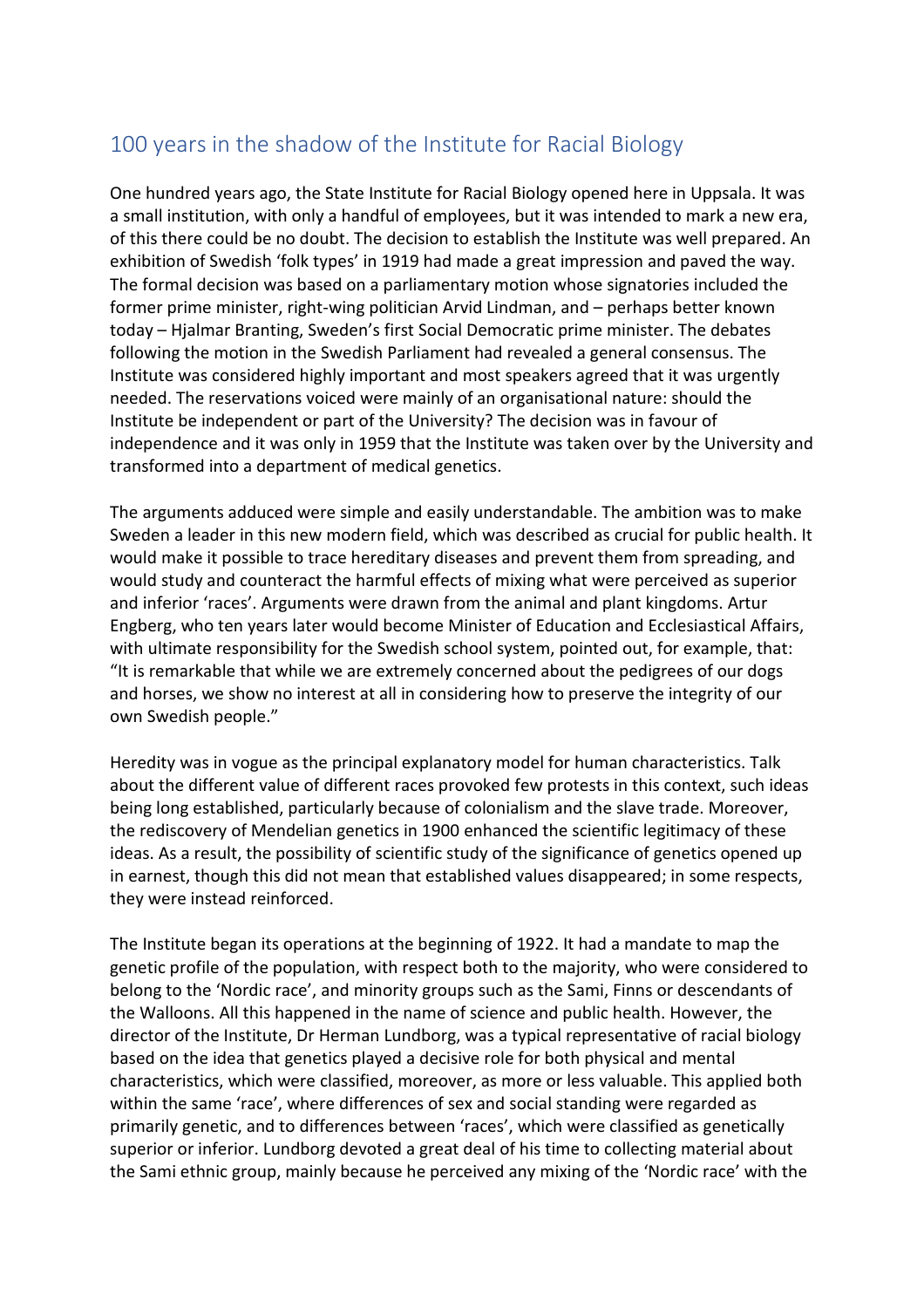## 100 years in the shadow of the Institute for Racial Biology

One hundred years ago, the State Institute for Racial Biology opened here in Uppsala. It was a small institution, with only a handful of employees, but it was intended to mark a new era, of this there could be no doubt. The decision to establish the Institute was well prepared. An exhibition of Swedish 'folk types' in 1919 had made a great impression and paved the way. The formal decision was based on a parliamentary motion whose signatories included the former prime minister, right-wing politician Arvid Lindman, and – perhaps better known today – Hjalmar Branting, Sweden's first Social Democratic prime minister. The debates following the motion in the Swedish Parliament had revealed a general consensus. The Institute was considered highly important and most speakers agreed that it was urgently needed. The reservations voiced were mainly of an organisational nature: should the Institute be independent or part of the University? The decision was in favour of independence and it was only in 1959 that the Institute was taken over by the University and transformed into a department of medical genetics.

The arguments adduced were simple and easily understandable. The ambition was to make Sweden a leader in this new modern field, which was described as crucial for public health. It would make it possible to trace hereditary diseases and prevent them from spreading, and would study and counteract the harmful effects of mixing what were perceived as superior and inferior 'races'. Arguments were drawn from the animal and plant kingdoms. Artur Engberg, who ten years later would become Minister of Education and Ecclesiastical Affairs, with ultimate responsibility for the Swedish school system, pointed out, for example, that: "It is remarkable that while we are extremely concerned about the pedigrees of our dogs and horses, we show no interest at all in considering how to preserve the integrity of our own Swedish people."

Heredity was in vogue as the principal explanatory model for human characteristics. Talk about the different value of different races provoked few protests in this context, such ideas being long established, particularly because of colonialism and the slave trade. Moreover, the rediscovery of Mendelian genetics in 1900 enhanced the scientific legitimacy of these ideas. As a result, the possibility of scientific study of the significance of genetics opened up in earnest, though this did not mean that established values disappeared; in some respects, they were instead reinforced.

The Institute began its operations at the beginning of 1922. It had a mandate to map the genetic profile of the population, with respect both to the majority, who were considered to belong to the 'Nordic race', and minority groups such as the Sami, Finns or descendants of the Walloons. All this happened in the name of science and public health. However, the director of the Institute, Dr Herman Lundborg, was a typical representative of racial biology based on the idea that genetics played a decisive role for both physical and mental characteristics, which were classified, moreover, as more or less valuable. This applied both within the same 'race', where differences of sex and social standing were regarded as primarily genetic, and to differences between 'races', which were classified as genetically superior or inferior. Lundborg devoted a great deal of his time to collecting material about the Sami ethnic group, mainly because he perceived any mixing of the 'Nordic race' with the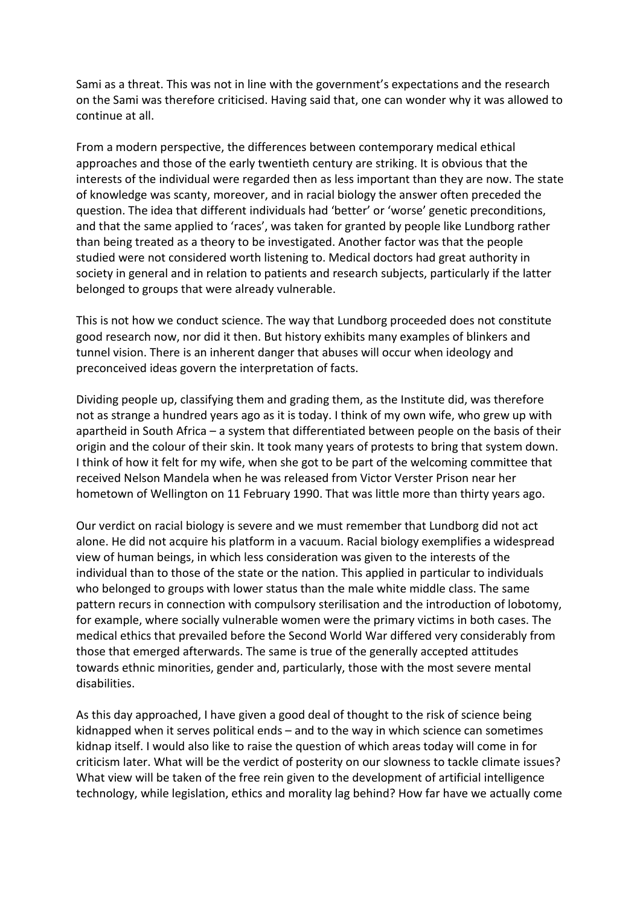Sami as a threat. This was not in line with the government's expectations and the research on the Sami was therefore criticised. Having said that, one can wonder why it was allowed to continue at all.

From a modern perspective, the differences between contemporary medical ethical approaches and those of the early twentieth century are striking. It is obvious that the interests of the individual were regarded then as less important than they are now. The state of knowledge was scanty, moreover, and in racial biology the answer often preceded the question. The idea that different individuals had 'better' or 'worse' genetic preconditions, and that the same applied to 'races', was taken for granted by people like Lundborg rather than being treated as a theory to be investigated. Another factor was that the people studied were not considered worth listening to. Medical doctors had great authority in society in general and in relation to patients and research subjects, particularly if the latter belonged to groups that were already vulnerable.

This is not how we conduct science. The way that Lundborg proceeded does not constitute good research now, nor did it then. But history exhibits many examples of blinkers and tunnel vision. There is an inherent danger that abuses will occur when ideology and preconceived ideas govern the interpretation of facts.

Dividing people up, classifying them and grading them, as the Institute did, was therefore not as strange a hundred years ago as it is today. I think of my own wife, who grew up with apartheid in South Africa – a system that differentiated between people on the basis of their origin and the colour of their skin. It took many years of protests to bring that system down. I think of how it felt for my wife, when she got to be part of the welcoming committee that received Nelson Mandela when he was released from Victor Verster Prison near her hometown of Wellington on 11 February 1990. That was little more than thirty years ago.

Our verdict on racial biology is severe and we must remember that Lundborg did not act alone. He did not acquire his platform in a vacuum. Racial biology exemplifies a widespread view of human beings, in which less consideration was given to the interests of the individual than to those of the state or the nation. This applied in particular to individuals who belonged to groups with lower status than the male white middle class. The same pattern recurs in connection with compulsory sterilisation and the introduction of lobotomy, for example, where socially vulnerable women were the primary victims in both cases. The medical ethics that prevailed before the Second World War differed very considerably from those that emerged afterwards. The same is true of the generally accepted attitudes towards ethnic minorities, gender and, particularly, those with the most severe mental disabilities.

As this day approached, I have given a good deal of thought to the risk of science being kidnapped when it serves political ends – and to the way in which science can sometimes kidnap itself. I would also like to raise the question of which areas today will come in for criticism later. What will be the verdict of posterity on our slowness to tackle climate issues? What view will be taken of the free rein given to the development of artificial intelligence technology, while legislation, ethics and morality lag behind? How far have we actually come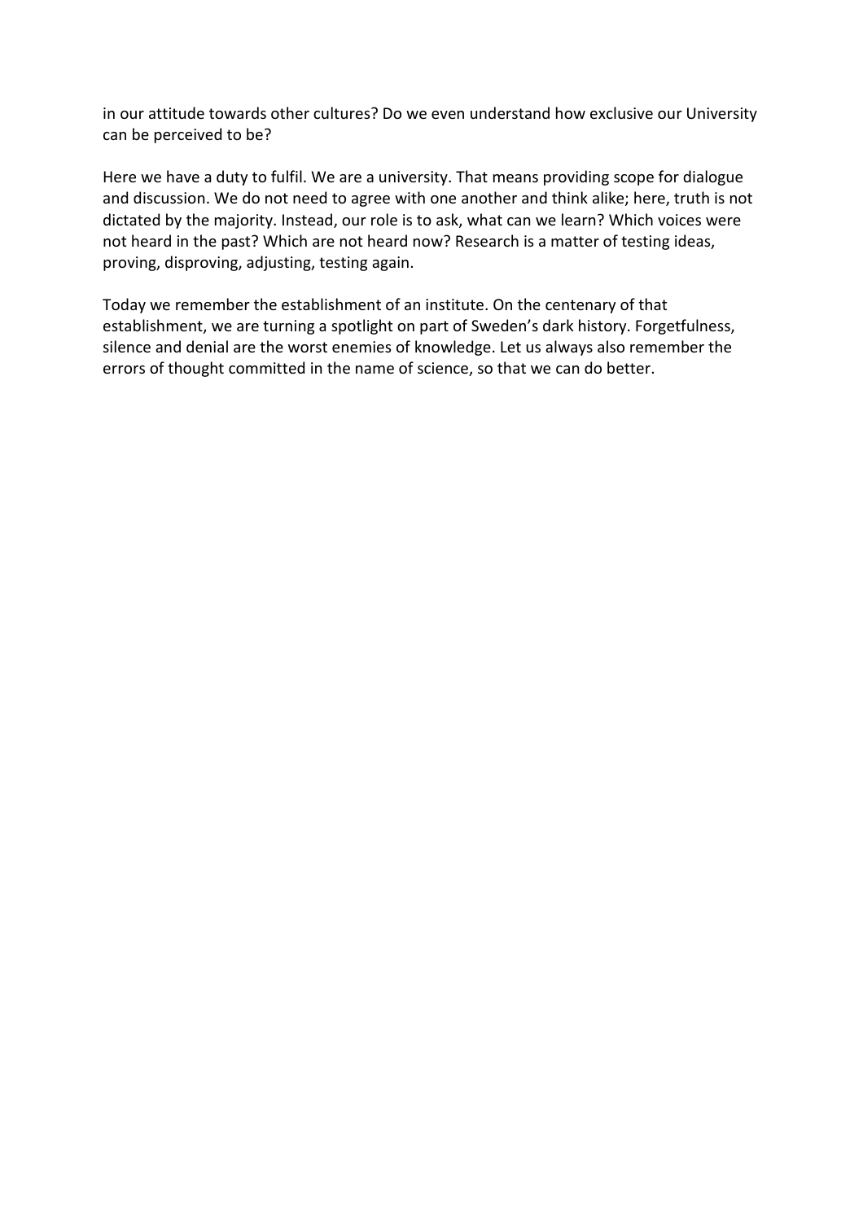in our attitude towards other cultures? Do we even understand how exclusive our University can be perceived to be?

Here we have a duty to fulfil. We are a university. That means providing scope for dialogue and discussion. We do not need to agree with one another and think alike; here, truth is not dictated by the majority. Instead, our role is to ask, what can we learn? Which voices were not heard in the past? Which are not heard now? Research is a matter of testing ideas, proving, disproving, adjusting, testing again.

Today we remember the establishment of an institute. On the centenary of that establishment, we are turning a spotlight on part of Sweden's dark history. Forgetfulness, silence and denial are the worst enemies of knowledge. Let us always also remember the errors of thought committed in the name of science, so that we can do better.